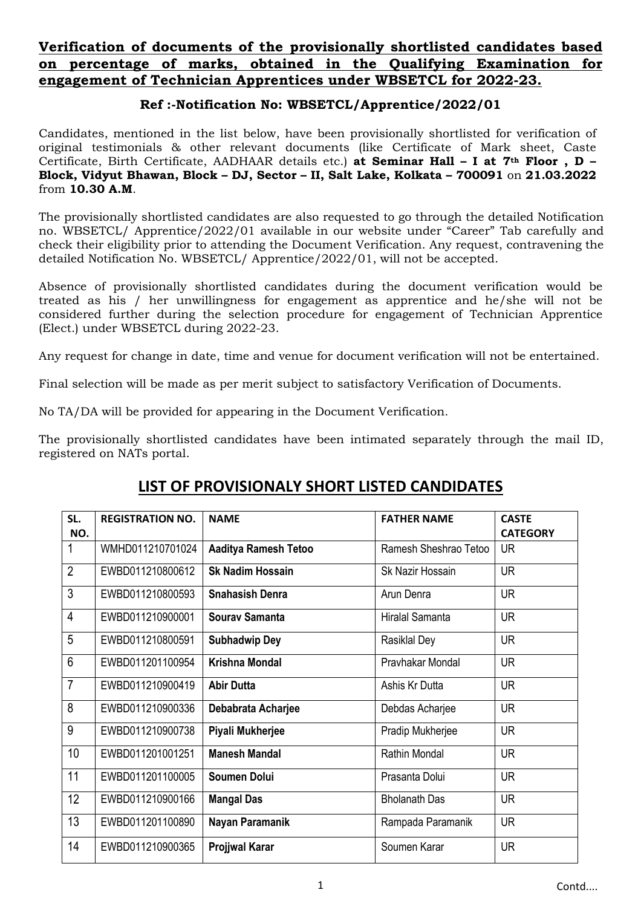## Verification of documents of the provisionally shortlisted candidates based on percentage of marks, obtained in the Qualifying Examination for engagement of Technician Apprentices under WBSETCL for 2022-23.

### Ref :-Notification No: WBSETCL/Apprentice/2022/01

Candidates, mentioned in the list below, have been provisionally shortlisted for verification of original testimonials & other relevant documents (like Certificate of Mark sheet, Caste Certificate, Birth Certificate, AADHAAR details etc.) **at Seminar Hall – I at 7th Floor , D – Block, Vidyut Bhawan, Block – DJ, Sector – II, Salt Lake, Kolkata – 700091** on **21.03.2022** from **10.30 A.M**.

The provisionally shortlisted candidates are also requested to go through the detailed Notification no. WBSETCL/ Apprentice/2022/01 available in our website under "Career" Tab carefully and check their eligibility prior to attending the Document Verification. Any request, contravening the detailed Notification No. WBSETCL/ Apprentice/2022/01, will not be accepted.

Absence of provisionally shortlisted candidates during the document verification would be treated as his / her unwillingness for engagement as apprentice and he/she will not be considered further during the selection procedure for engagement of Technician Apprentice (Elect.) under WBSETCL during 2022-23.

Any request for change in date, time and venue for document verification will not be entertained.

Final selection will be made as per merit subject to satisfactory Verification of Documents.

No TA/DA will be provided for appearing in the Document Verification.

The provisionally shortlisted candidates have been intimated separately through the mail ID, registered on NATs portal.

## LIST OF PROVISIONALY SHORT LISTED CANDIDATES

| SL. NO. | REGISTRATION NO. | NAME | FATHER NAME | CASTE CATEGORY |
|---|---|---|---|---|
| 1 | WMHD011210701024 | **Aaditya Ramesh Tetoo** | Ramesh Sheshrao Tetoo | UR |
| 2 | EWBD011210800612 | **Sk Nadim Hossain** | Sk Nazir Hossain | UR |
| 3 | EWBD011210800593 | **Snahasish Denra** | Arun Denra | UR |
| 4 | EWBD011210900001 | **Sourav Samanta** | Hiralal Samanta | UR |
| 5 | EWBD011210800591 | **Subhadwip Dey** | Rasiklal Dey | UR |
| 6 | EWBD011201100954 | **Krishna Mondal** | Pravhakar Mondal | UR |
| 7 | EWBD011210900419 | **Abir Dutta** | Ashis Kr Dutta | UR |
| 8 | EWBD011210900336 | **Debabrata Acharjee** | Debdas Acharjee | UR |
| 9 | EWBD011210900738 | **Piyali Mukherjee** | Pradip Mukherjee | UR |
| 10 | EWBD011201001251 | **Manesh Mandal** | Rathin Mondal | UR |
| 11 | EWBD011201100005 | **Soumen Dolui** | Prasanta Dolui | UR |
| 12 | EWBD011210900166 | **Mangal Das** | Bholanath Das | UR |
| 13 | EWBD011201100890 | **Nayan Paramanik** | Rampada Paramanik | UR |
| 14 | EWBD011210900365 | **Projjwal Karar** | Soumen Karar | UR |

Contd....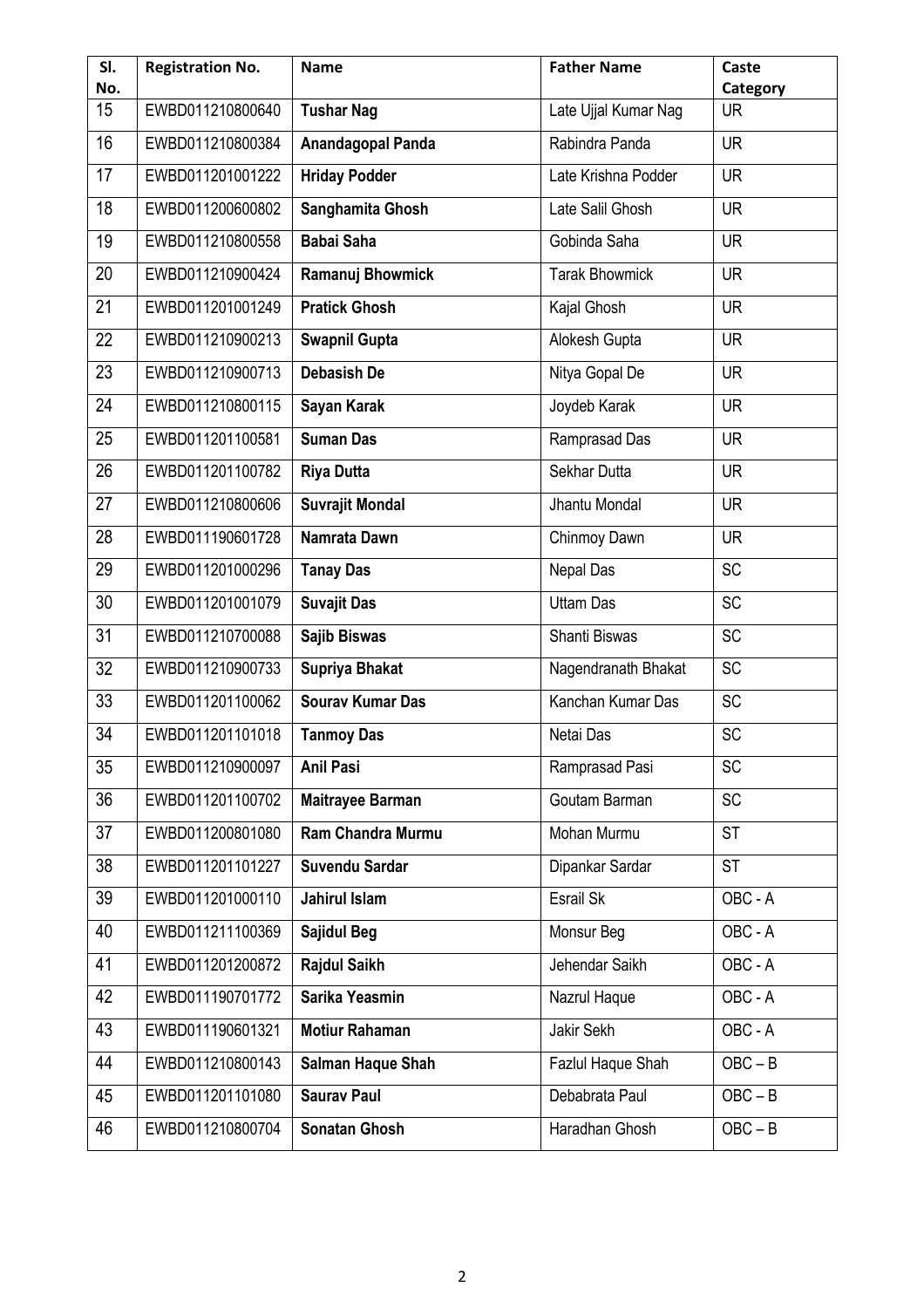| Sl. No. | Registration No. | Name | Father Name | Caste Category |
|---|---|---|---|---|
| 15 | EWBD011210800640 | **Tushar Nag** | Late Ujjal Kumar Nag | UR |
| 16 | EWBD011210800384 | **Anandagopal Panda** | Rabindra Panda | UR |
| 17 | EWBD011201001222 | **Hriday Podder** | Late Krishna Podder | UR |
| 18 | EWBD011200600802 | **Sanghamita Ghosh** | Late Salil Ghosh | UR |
| 19 | EWBD011210800558 | **Babai Saha** | Gobinda Saha | UR |
| 20 | EWBD011210900424 | **Ramanuj Bhowmick** | Tarak Bhowmick | UR |
| 21 | EWBD011201001249 | **Pratick Ghosh** | Kajal Ghosh | UR |
| 22 | EWBD011210900213 | **Swapnil Gupta** | Alokesh Gupta | UR |
| 23 | EWBD011210900713 | **Debasish De** | Nitya Gopal De | UR |
| 24 | EWBD011210800115 | **Sayan Karak** | Joydeb Karak | UR |
| 25 | EWBD011201100581 | **Suman Das** | Ramprasad Das | UR |
| 26 | EWBD011201100782 | **Riya Dutta** | Sekhar Dutta | UR |
| 27 | EWBD011210800606 | **Suvrajit Mondal** | Jhantu Mondal | UR |
| 28 | EWBD011190601728 | **Namrata Dawn** | Chinmoy Dawn | UR |
| 29 | EWBD011201000296 | **Tanay Das** | Nepal Das | SC |
| 30 | EWBD011201001079 | **Suvajit Das** | Uttam Das | SC |
| 31 | EWBD011210700088 | **Sajib Biswas** | Shanti Biswas | SC |
| 32 | EWBD011210900733 | **Supriya Bhakat** | Nagendranath Bhakat | SC |
| 33 | EWBD011201100062 | **Sourav Kumar Das** | Kanchan Kumar Das | SC |
| 34 | EWBD011201101018 | **Tanmoy Das** | Netai Das | SC |
| 35 | EWBD011210900097 | **Anil Pasi** | Ramprasad Pasi | SC |
| 36 | EWBD011201100702 | **Maitrayee Barman** | Goutam Barman | SC |
| 37 | EWBD011200801080 | **Ram Chandra Murmu** | Mohan Murmu | ST |
| 38 | EWBD011201101227 | **Suvendu Sardar** | Dipankar Sardar | ST |
| 39 | EWBD011201000110 | **Jahirul Islam** | Esrail Sk | OBC - A |
| 40 | EWBD011211100369 | **Sajidul Beg** | Monsur Beg | OBC - A |
| 41 | EWBD011201200872 | **Rajdul Saikh** | Jehendar Saikh | OBC - A |
| 42 | EWBD011190701772 | **Sarika Yeasmin** | Nazrul Haque | OBC - A |
| 43 | EWBD011190601321 | **Motiur Rahaman** | Jakir Sekh | OBC - A |
| 44 | EWBD011210800143 | **Salman Haque Shah** | Fazlul Haque Shah | OBC – B |
| 45 | EWBD011201101080 | **Saurav Paul** | Debabrata Paul | OBC – B |
| 46 | EWBD011210800704 | **Sonatan Ghosh** | Haradhan Ghosh | OBC – B |